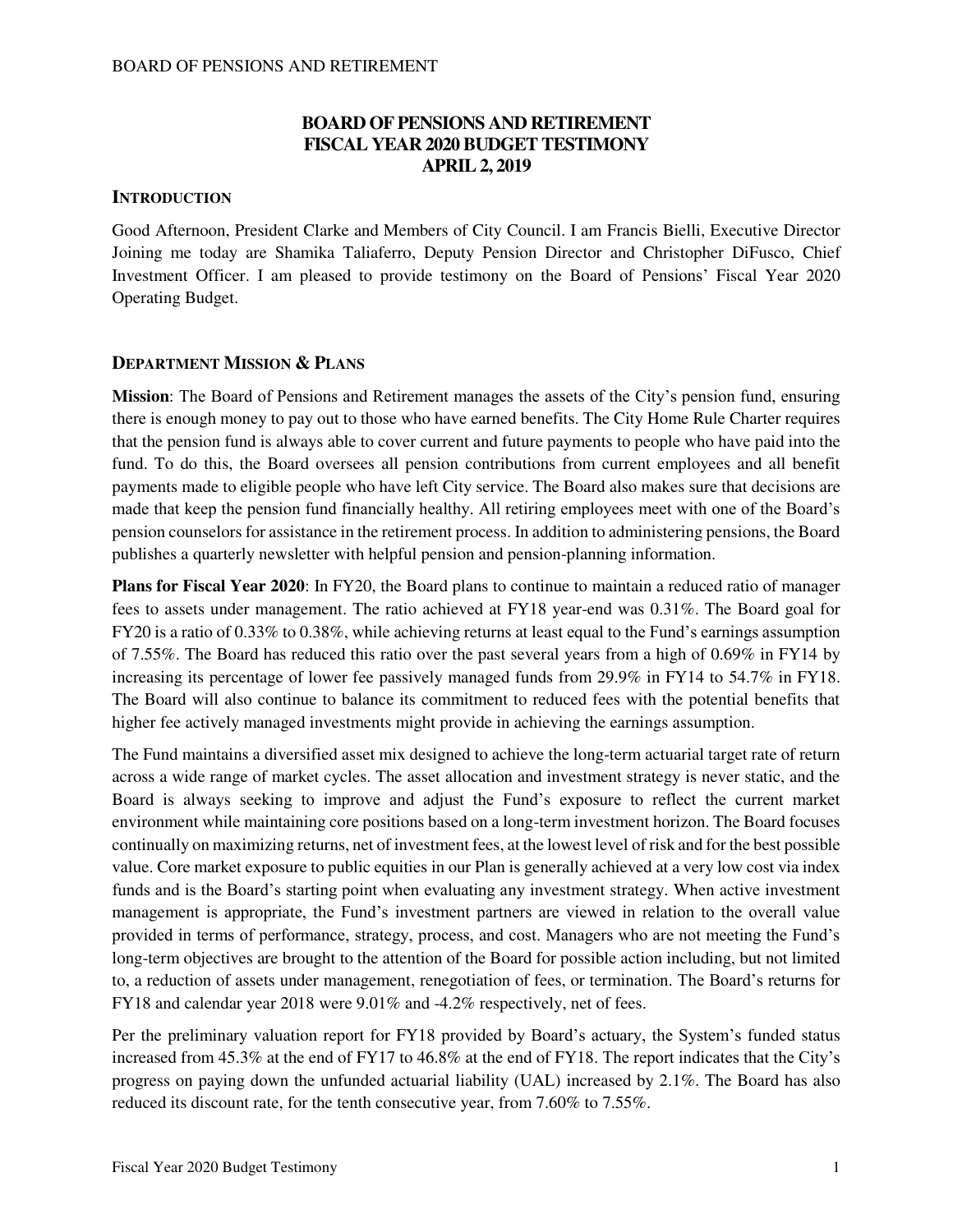# BOARD OF PENSIONS AND RETIREMENT
# FISCAL YEAR 2020 BUDGET TESTIMONY
# APRIL 2, 2019

## INTRODUCTION

Good Afternoon, President Clarke and Members of City Council. I am Francis Bielli, Executive Director Joining me today are Shamika Taliaferro, Deputy Pension Director and Christopher DiFusco, Chief Investment Officer. I am pleased to provide testimony on the Board of Pensions' Fiscal Year 2020 Operating Budget.

## DEPARTMENT MISSION & PLANS

**Mission**: The Board of Pensions and Retirement manages the assets of the City's pension fund, ensuring there is enough money to pay out to those who have earned benefits. The City Home Rule Charter requires that the pension fund is always able to cover current and future payments to people who have paid into the fund. To do this, the Board oversees all pension contributions from current employees and all benefit payments made to eligible people who have left City service. The Board also makes sure that decisions are made that keep the pension fund financially healthy. All retiring employees meet with one of the Board's pension counselors for assistance in the retirement process. In addition to administering pensions, the Board publishes a quarterly newsletter with helpful pension and pension-planning information.

**Plans for Fiscal Year 2020**: In FY20, the Board plans to continue to maintain a reduced ratio of manager fees to assets under management. The ratio achieved at FY18 year-end was 0.31%. The Board goal for FY20 is a ratio of 0.33% to 0.38%, while achieving returns at least equal to the Fund's earnings assumption of 7.55%. The Board has reduced this ratio over the past several years from a high of 0.69% in FY14 by increasing its percentage of lower fee passively managed funds from 29.9% in FY14 to 54.7% in FY18. The Board will also continue to balance its commitment to reduced fees with the potential benefits that higher fee actively managed investments might provide in achieving the earnings assumption.

The Fund maintains a diversified asset mix designed to achieve the long-term actuarial target rate of return across a wide range of market cycles. The asset allocation and investment strategy is never static, and the Board is always seeking to improve and adjust the Fund's exposure to reflect the current market environment while maintaining core positions based on a long-term investment horizon. The Board focuses continually on maximizing returns, net of investment fees, at the lowest level of risk and for the best possible value. Core market exposure to public equities in our Plan is generally achieved at a very low cost via index funds and is the Board's starting point when evaluating any investment strategy. When active investment management is appropriate, the Fund's investment partners are viewed in relation to the overall value provided in terms of performance, strategy, process, and cost. Managers who are not meeting the Fund's long-term objectives are brought to the attention of the Board for possible action including, but not limited to, a reduction of assets under management, renegotiation of fees, or termination. The Board's returns for FY18 and calendar year 2018 were 9.01% and -4.2% respectively, net of fees.

Per the preliminary valuation report for FY18 provided by Board's actuary, the System's funded status increased from 45.3% at the end of FY17 to 46.8% at the end of FY18. The report indicates that the City's progress on paying down the unfunded actuarial liability (UAL) increased by 2.1%. The Board has also reduced its discount rate, for the tenth consecutive year, from 7.60% to 7.55%.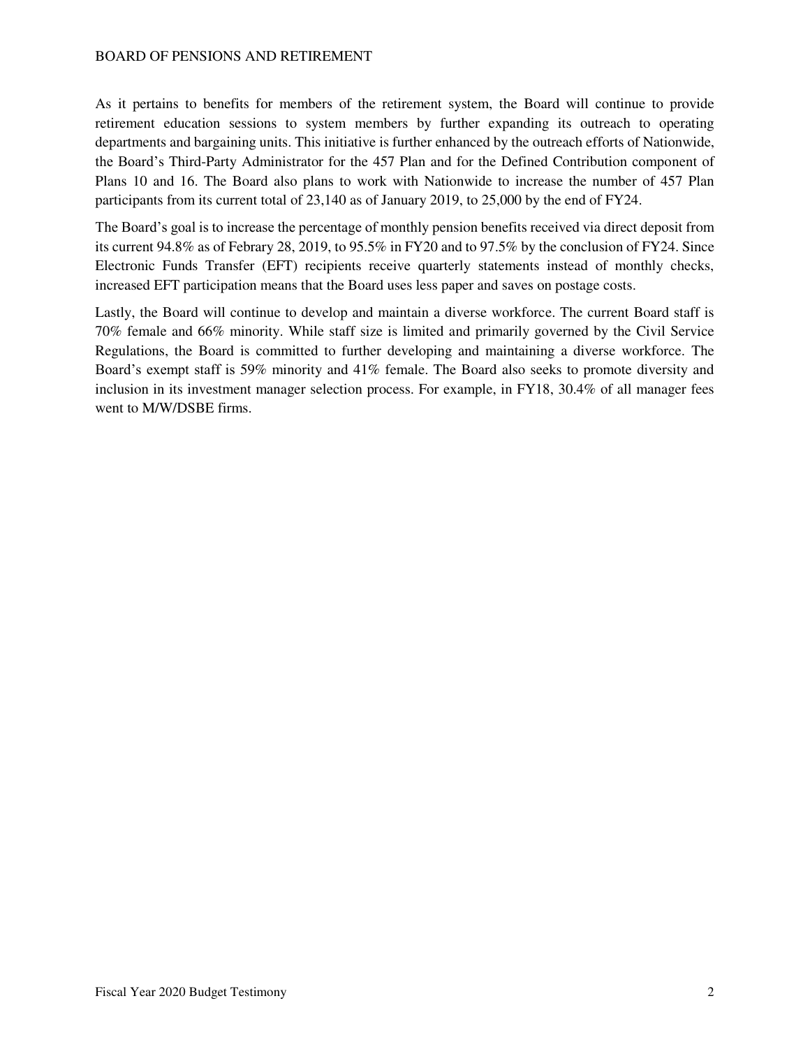As it pertains to benefits for members of the retirement system, the Board will continue to provide retirement education sessions to system members by further expanding its outreach to operating departments and bargaining units. This initiative is further enhanced by the outreach efforts of Nationwide, the Board's Third-Party Administrator for the 457 Plan and for the Defined Contribution component of Plans 10 and 16. The Board also plans to work with Nationwide to increase the number of 457 Plan participants from its current total of 23,140 as of January 2019, to 25,000 by the end of FY24.

The Board's goal is to increase the percentage of monthly pension benefits received via direct deposit from its current 94.8% as of Febrary 28, 2019, to 95.5% in FY20 and to 97.5% by the conclusion of FY24. Since Electronic Funds Transfer (EFT) recipients receive quarterly statements instead of monthly checks, increased EFT participation means that the Board uses less paper and saves on postage costs.

Lastly, the Board will continue to develop and maintain a diverse workforce. The current Board staff is 70% female and 66% minority. While staff size is limited and primarily governed by the Civil Service Regulations, the Board is committed to further developing and maintaining a diverse workforce. The Board's exempt staff is 59% minority and 41% female. The Board also seeks to promote diversity and inclusion in its investment manager selection process. For example, in FY18, 30.4% of all manager fees went to M/W/DSBE firms.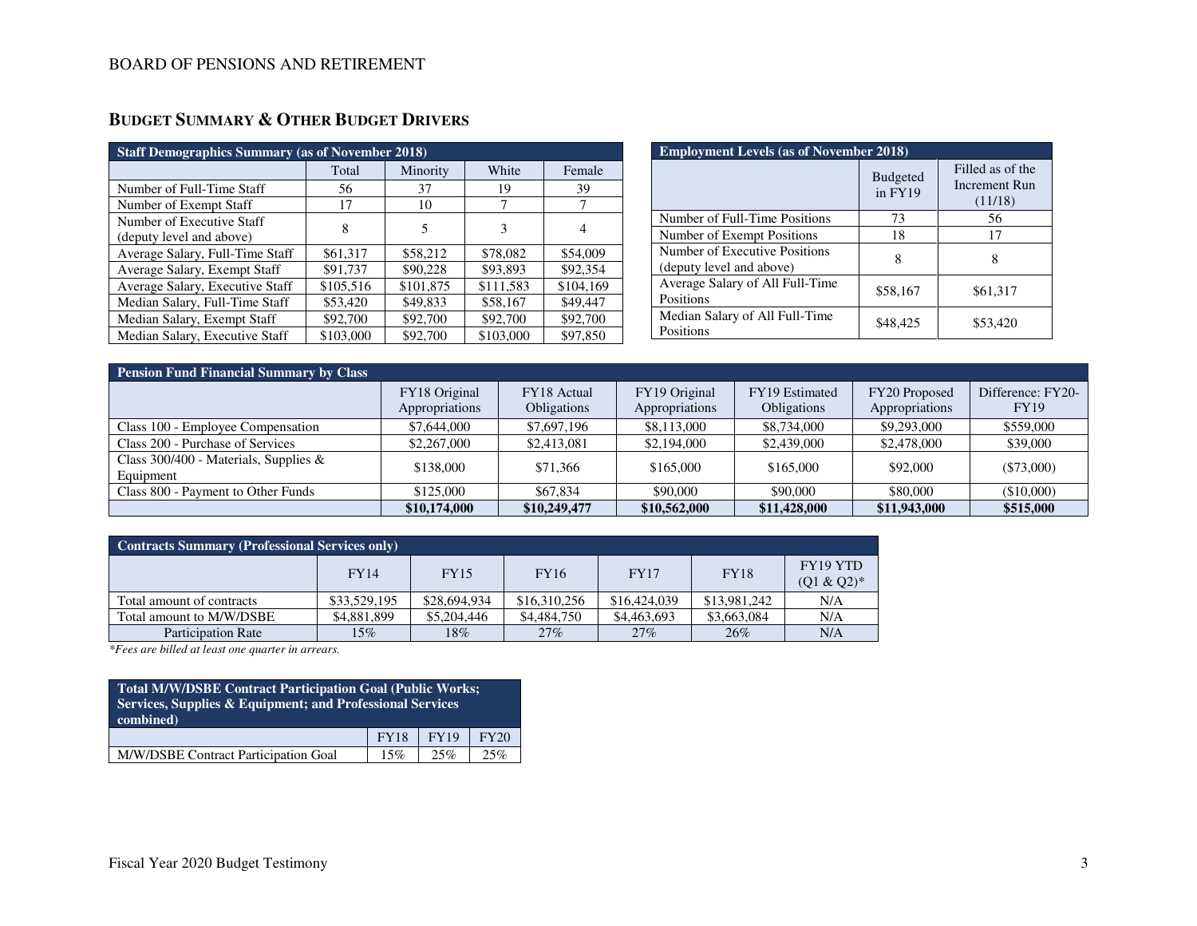## BUDGET SUMMARY & OTHER BUDGET DRIVERS

| Staff Demographics Summary (as of November 2018) | | | | |
|---|---|---|---|---|
| | Total | Minority | White | Female |
| Number of Full-Time Staff | 56 | 37 | 19 | 39 |
| Number of Exempt Staff | 17 | 10 | 7 | 7 |
| Number of Executive Staff (deputy level and above) | 8 | 5 | 3 | 4 |
| Average Salary, Full-Time Staff | $61,317 | $58,212 | $78,082 | $54,009 |
| Average Salary, Exempt Staff | $91,737 | $90,228 | $93,893 | $92,354 |
| Average Salary, Executive Staff | $105,516 | $101,875 | $111,583 | $104,169 |
| Median Salary, Full-Time Staff | $53,420 | $49,833 | $58,167 | $49,447 |
| Median Salary, Exempt Staff | $92,700 | $92,700 | $92,700 | $92,700 |
| Median Salary, Executive Staff | $103,000 | $92,700 | $103,000 | $97,850 |

| Employment Levels (as of November 2018) | | |
|---|---|---|
| | Budgeted in FY19 | Filled as of the Increment Run (11/18) |
| Number of Full-Time Positions | 73 | 56 |
| Number of Exempt Positions | 18 | 17 |
| Number of Executive Positions (deputy level and above) | 8 | 8 |
| Average Salary of All Full-Time Positions | $58,167 | $61,317 |
| Median Salary of All Full-Time Positions | $48,425 | $53,420 |

| Pension Fund Financial Summary by Class | | | | | | |
|---|---|---|---|---|---|---|
| | FY18 Original Appropriations | FY18 Actual Obligations | FY19 Original Appropriations | FY19 Estimated Obligations | FY20 Proposed Appropriations | Difference: FY20-FY19 |
| Class 100 - Employee Compensation | $7,644,000 | $7,697,196 | $8,113,000 | $8,734,000 | $9,293,000 | $559,000 |
| Class 200 - Purchase of Services | $2,267,000 | $2,413,081 | $2,194,000 | $2,439,000 | $2,478,000 | $39,000 |
| Class 300/400 - Materials, Supplies & Equipment | $138,000 | $71,366 | $165,000 | $165,000 | $92,000 | ($73,000) |
| Class 800 - Payment to Other Funds | $125,000 | $67,834 | $90,000 | $90,000 | $80,000 | ($10,000) |
| | **$10,174,000** | **$10,249,477** | **$10,562,000** | **$11,428,000** | **$11,943,000** | **$515,000** |

| Contracts Summary (Professional Services only) | | | | | | |
|---|---|---|---|---|---|---|
| | FY14 | FY15 | FY16 | FY17 | FY18 | FY19 YTD (Q1 & Q2)* |
| Total amount of contracts | $33,529,195 | $28,694,934 | $16,310,256 | $16,424,039 | $13,981,242 | N/A |
| Total amount to M/W/DSBE | $4,881,899 | $5,204,446 | $4,484,750 | $4,463,693 | $3,663,084 | N/A |
| Participation Rate | 15% | 18% | 27% | 27% | 26% | N/A |

*\*Fees are billed at least one quarter in arrears.*

| Total M/W/DSBE Contract Participation Goal (Public Works; Services, Supplies & Equipment; and Professional Services combined) | | | |
|---|---|---|---|
| | FY18 | FY19 | FY20 |
| M/W/DSBE Contract Participation Goal | 15% | 25% | 25% |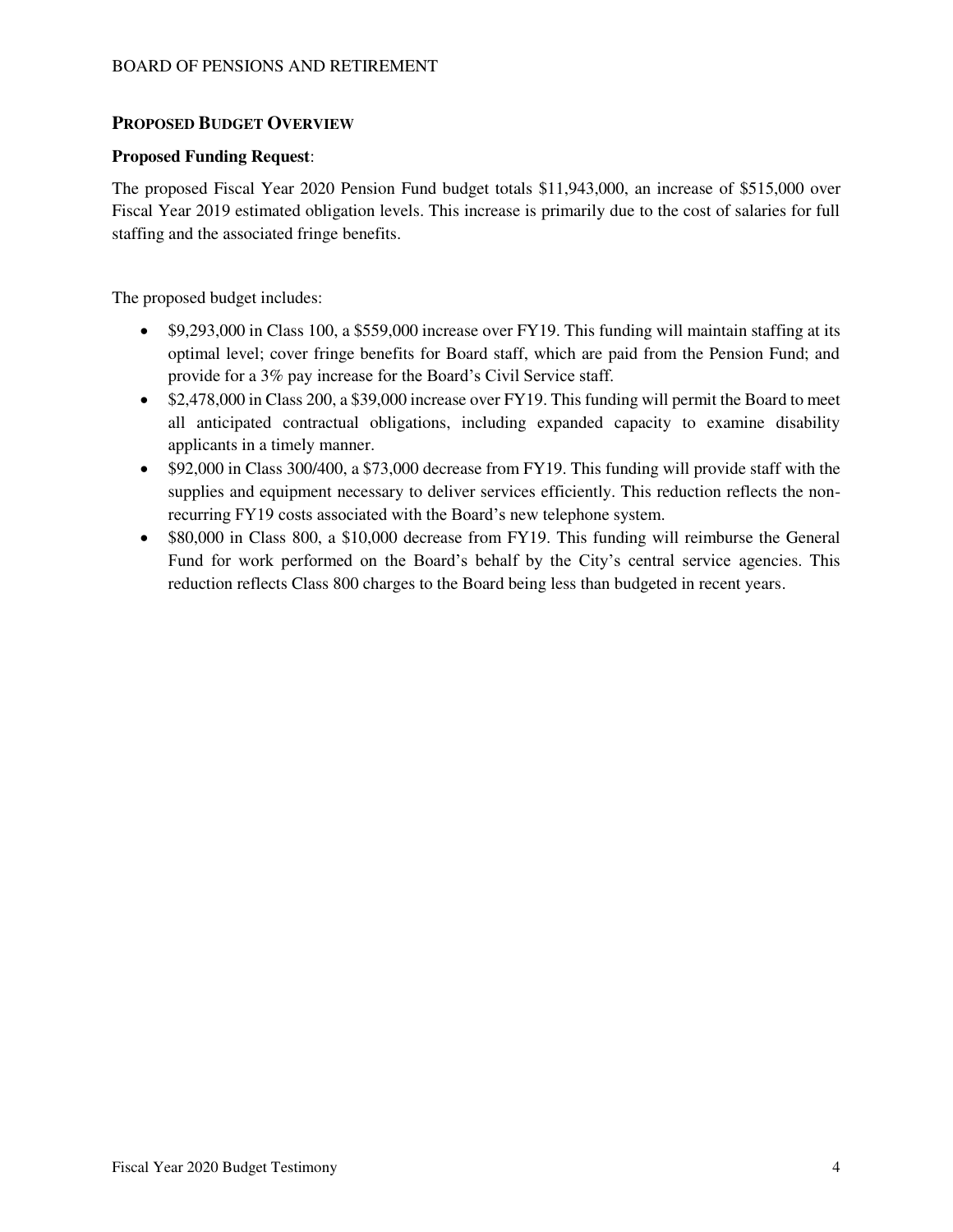## PROPOSED BUDGET OVERVIEW

**Proposed Funding Request**:

The proposed Fiscal Year 2020 Pension Fund budget totals $11,943,000, an increase of $515,000 over Fiscal Year 2019 estimated obligation levels. This increase is primarily due to the cost of salaries for full staffing and the associated fringe benefits.

The proposed budget includes:

- $9,293,000 in Class 100, a $559,000 increase over FY19. This funding will maintain staffing at its optimal level; cover fringe benefits for Board staff, which are paid from the Pension Fund; and provide for a 3% pay increase for the Board's Civil Service staff.
- $2,478,000 in Class 200, a $39,000 increase over FY19. This funding will permit the Board to meet all anticipated contractual obligations, including expanded capacity to examine disability applicants in a timely manner.
- $92,000 in Class 300/400, a $73,000 decrease from FY19. This funding will provide staff with the supplies and equipment necessary to deliver services efficiently. This reduction reflects the non-recurring FY19 costs associated with the Board's new telephone system.
- $80,000 in Class 800, a $10,000 decrease from FY19. This funding will reimburse the General Fund for work performed on the Board's behalf by the City's central service agencies. This reduction reflects Class 800 charges to the Board being less than budgeted in recent years.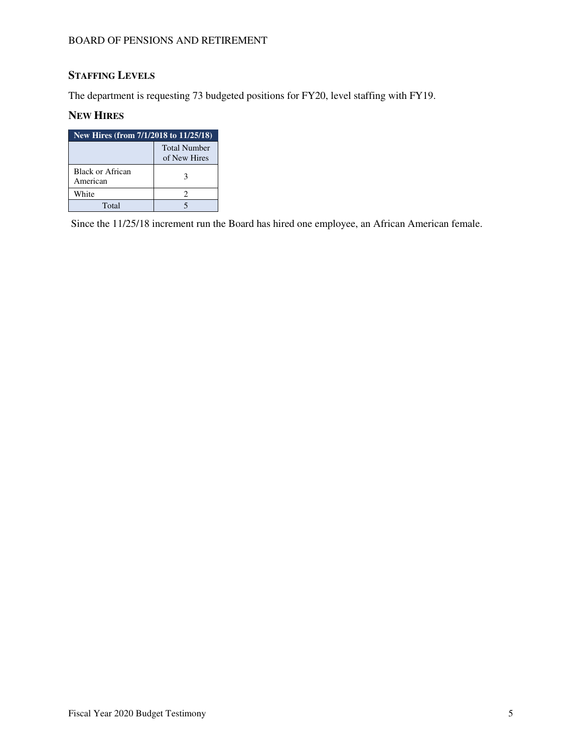## Staffing Levels

The department is requesting 73 budgeted positions for FY20, level staffing with FY19.

## New Hires

| New Hires (from 7/1/2018 to 11/25/18) | |
|---|---|
| | Total Number of New Hires |
| Black or African American | 3 |
| White | 2 |
| Total | 5 |

Since the 11/25/18 increment run the Board has hired one employee, an African American female.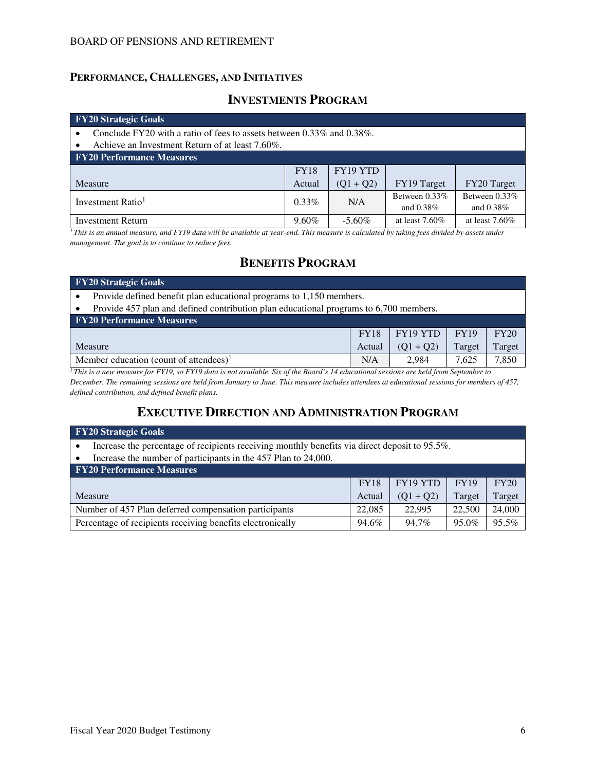## PERFORMANCE, CHALLENGES, AND INITIATIVES

### INVESTMENTS PROGRAM

**FY20 Strategic Goals**

- Conclude FY20 with a ratio of fees to assets between 0.33% and 0.38%.
- Achieve an Investment Return of at least 7.60%.

**FY20 Performance Measures**

| Measure | FY18 Actual | FY19 YTD (Q1 + Q2) | FY19 Target | FY20 Target |
|---|---|---|---|---|
| Investment Ratio[1] | 0.33% | N/A | Between 0.33% and 0.38% | Between 0.33% and 0.38% |
| Investment Return | 9.60% | -5.60% | at least 7.60% | at least 7.60% |

*[1] This is an annual measure, and FY19 data will be available at year-end. This measure is calculated by taking fees divided by assets under management. The goal is to continue to reduce fees.*

### BENEFITS PROGRAM

**FY20 Strategic Goals**

- Provide defined benefit plan educational programs to 1,150 members.
- Provide 457 plan and defined contribution plan educational programs to 6,700 members.

**FY20 Performance Measures**

| Measure | FY18 Actual | FY19 YTD (Q1 + Q2) | FY19 Target | FY20 Target |
|---|---|---|---|---|
| Member education (count of attendees)[1] | N/A | 2,984 | 7,625 | 7,850 |

*[1] This is a new measure for FY19, so FY19 data is not available. Six of the Board's 14 educational sessions are held from September to December. The remaining sessions are held from January to June. This measure includes attendees at educational sessions for members of 457, defined contribution, and defined benefit plans.*

### EXECUTIVE DIRECTION AND ADMINISTRATION PROGRAM

**FY20 Strategic Goals**

- Increase the percentage of recipients receiving monthly benefits via direct deposit to 95.5%.
- Increase the number of participants in the 457 Plan to 24,000.

**FY20 Performance Measures**

| Measure | FY18 Actual | FY19 YTD (Q1 + Q2) | FY19 Target | FY20 Target |
|---|---|---|---|---|
| Number of 457 Plan deferred compensation participants | 22,085 | 22,995 | 22,500 | 24,000 |
| Percentage of recipients receiving benefits electronically | 94.6% | 94.7% | 95.0% | 95.5% |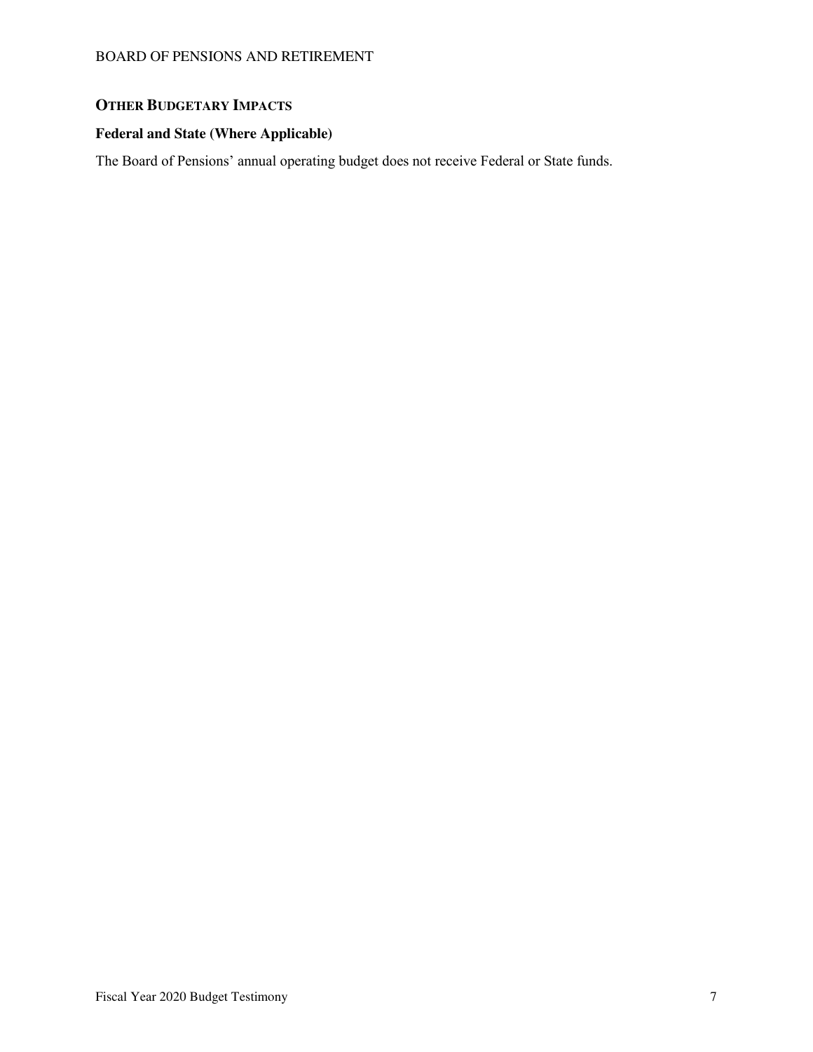## OTHER BUDGETARY IMPACTS

### Federal and State (Where Applicable)

The Board of Pensions' annual operating budget does not receive Federal or State funds.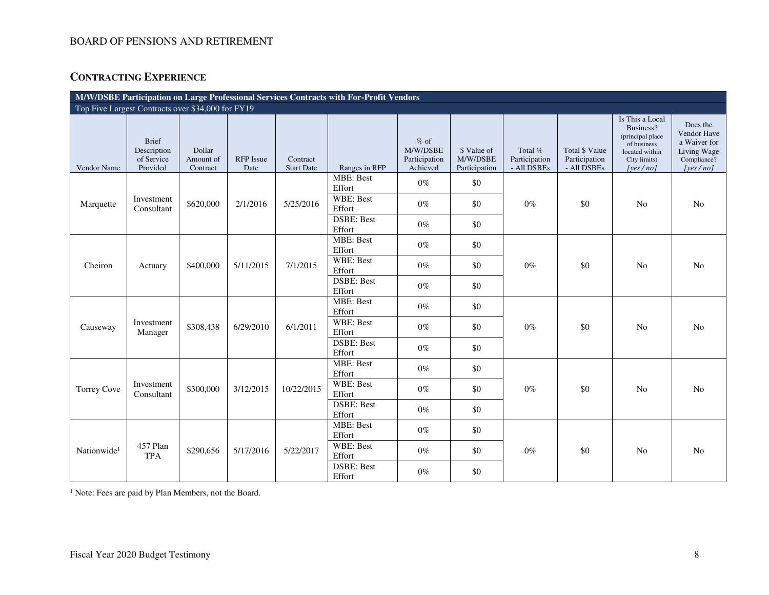BOARD OF PENSIONS AND RETIREMENT

## CONTRACTING EXPERIENCE

| M/W/DSBE Participation on Large Professional Services Contracts with For-Profit Vendors | | | | | | | | | | | |
|---|---|---|---|---|---|---|---|---|---|---|---|
| Top Five Largest Contracts over $34,000 for FY19 | | | | | | | | | | | |
| Vendor Name | Brief Description of Service Provided | Dollar Amount of Contract | RFP Issue Date | Contract Start Date | Ranges in RFP | % of M/W/DSBE Participation Achieved | $ Value of M/W/DSBE Participation | Total % Participation - All DSBEs | Total $ Value Participation - All DSBEs | Is This a Local Business? (principal place of business located within City limits) [yes / no] | Does the Vendor Have a Waiver for Living Wage Compliance? [yes / no] |
| Marquette | Investment Consultant | $620,000 | 2/1/2016 | 5/25/2016 | MBE: Best Effort | 0% | $0 | 0% | $0 | No | No |
| | | | | | WBE: Best Effort | 0% | $0 | | | | |
| | | | | | DSBE: Best Effort | 0% | $0 | | | | |
| Cheiron | Actuary | $400,000 | 5/11/2015 | 7/1/2015 | MBE: Best Effort | 0% | $0 | 0% | $0 | No | No |
| | | | | | WBE: Best Effort | 0% | $0 | | | | |
| | | | | | DSBE: Best Effort | 0% | $0 | | | | |
| Causeway | Investment Manager | $308,438 | 6/29/2010 | 6/1/2011 | MBE: Best Effort | 0% | $0 | 0% | $0 | No | No |
| | | | | | WBE: Best Effort | 0% | $0 | | | | |
| | | | | | DSBE: Best Effort | 0% | $0 | | | | |
| Torrey Cove | Investment Consultant | $300,000 | 3/12/2015 | 10/22/2015 | MBE: Best Effort | 0% | $0 | 0% | $0 | No | No |
| | | | | | WBE: Best Effort | 0% | $0 | | | | |
| | | | | | DSBE: Best Effort | 0% | $0 | | | | |
| Nationwide[1] | 457 Plan TPA | $290,656 | 5/17/2016 | 5/22/2017 | MBE: Best Effort | 0% | $0 | 0% | $0 | No | No |
| | | | | | WBE: Best Effort | 0% | $0 | | | | |
| | | | | | DSBE: Best Effort | 0% | $0 | | | | |

[1] Note: Fees are paid by Plan Members, not the Board.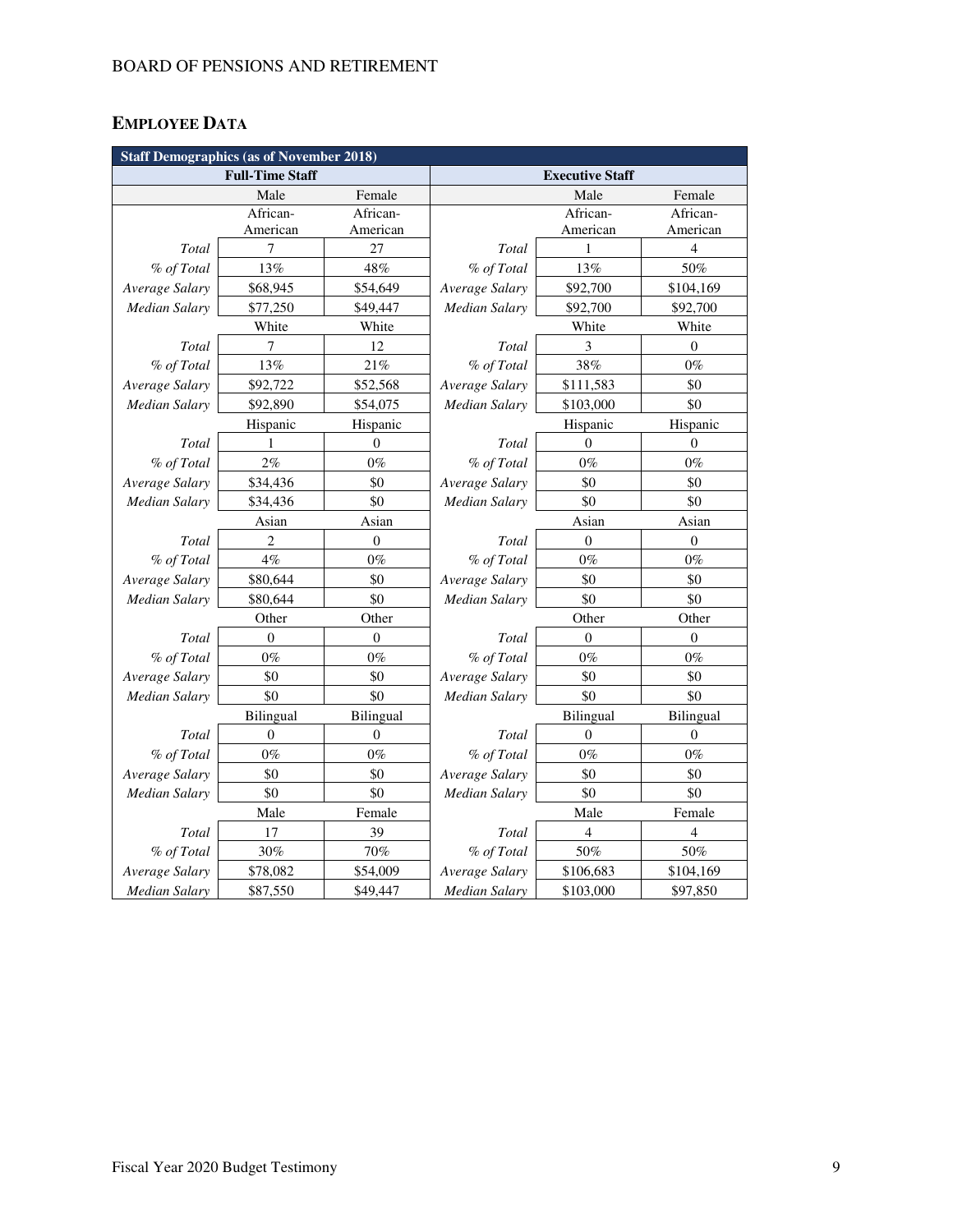## EMPLOYEE DATA

| Staff Demographics (as of November 2018) | | | | | |
|---|---|---|---|---|---|
| Full-Time Staff | | | Executive Staff | | |
| | Male | Female | | Male | Female |
| | African-American | African-American | | African-American | African-American |
| *Total* | 7 | 27 | *Total* | 1 | 4 |
| *% of Total* | 13% | 48% | *% of Total* | 13% | 50% |
| *Average Salary* | $68,945 | $54,649 | *Average Salary* | $92,700 | $104,169 |
| *Median Salary* | $77,250 | $49,447 | *Median Salary* | $92,700 | $92,700 |
| | White | White | | White | White |
| *Total* | 7 | 12 | *Total* | 3 | 0 |
| *% of Total* | 13% | 21% | *% of Total* | 38% | 0% |
| *Average Salary* | $92,722 | $52,568 | *Average Salary* | $111,583 | $0 |
| *Median Salary* | $92,890 | $54,075 | *Median Salary* | $103,000 | $0 |
| | Hispanic | Hispanic | | Hispanic | Hispanic |
| *Total* | 1 | 0 | *Total* | 0 | 0 |
| *% of Total* | 2% | 0% | *% of Total* | 0% | 0% |
| *Average Salary* | $34,436 | $0 | *Average Salary* | $0 | $0 |
| *Median Salary* | $34,436 | $0 | *Median Salary* | $0 | $0 |
| | Asian | Asian | | Asian | Asian |
| *Total* | 2 | 0 | *Total* | 0 | 0 |
| *% of Total* | 4% | 0% | *% of Total* | 0% | 0% |
| *Average Salary* | $80,644 | $0 | *Average Salary* | $0 | $0 |
| *Median Salary* | $80,644 | $0 | *Median Salary* | $0 | $0 |
| | Other | Other | | Other | Other |
| *Total* | 0 | 0 | *Total* | 0 | 0 |
| *% of Total* | 0% | 0% | *% of Total* | 0% | 0% |
| *Average Salary* | $0 | $0 | *Average Salary* | $0 | $0 |
| *Median Salary* | $0 | $0 | *Median Salary* | $0 | $0 |
| | Bilingual | Bilingual | | Bilingual | Bilingual |
| *Total* | 0 | 0 | *Total* | 0 | 0 |
| *% of Total* | 0% | 0% | *% of Total* | 0% | 0% |
| *Average Salary* | $0 | $0 | *Average Salary* | $0 | $0 |
| *Median Salary* | $0 | $0 | *Median Salary* | $0 | $0 |
| | Male | Female | | Male | Female |
| *Total* | 17 | 39 | *Total* | 4 | 4 |
| *% of Total* | 30% | 70% | *% of Total* | 50% | 50% |
| *Average Salary* | $78,082 | $54,009 | *Average Salary* | $106,683 | $104,169 |
| *Median Salary* | $87,550 | $49,447 | *Median Salary* | $103,000 | $97,850 |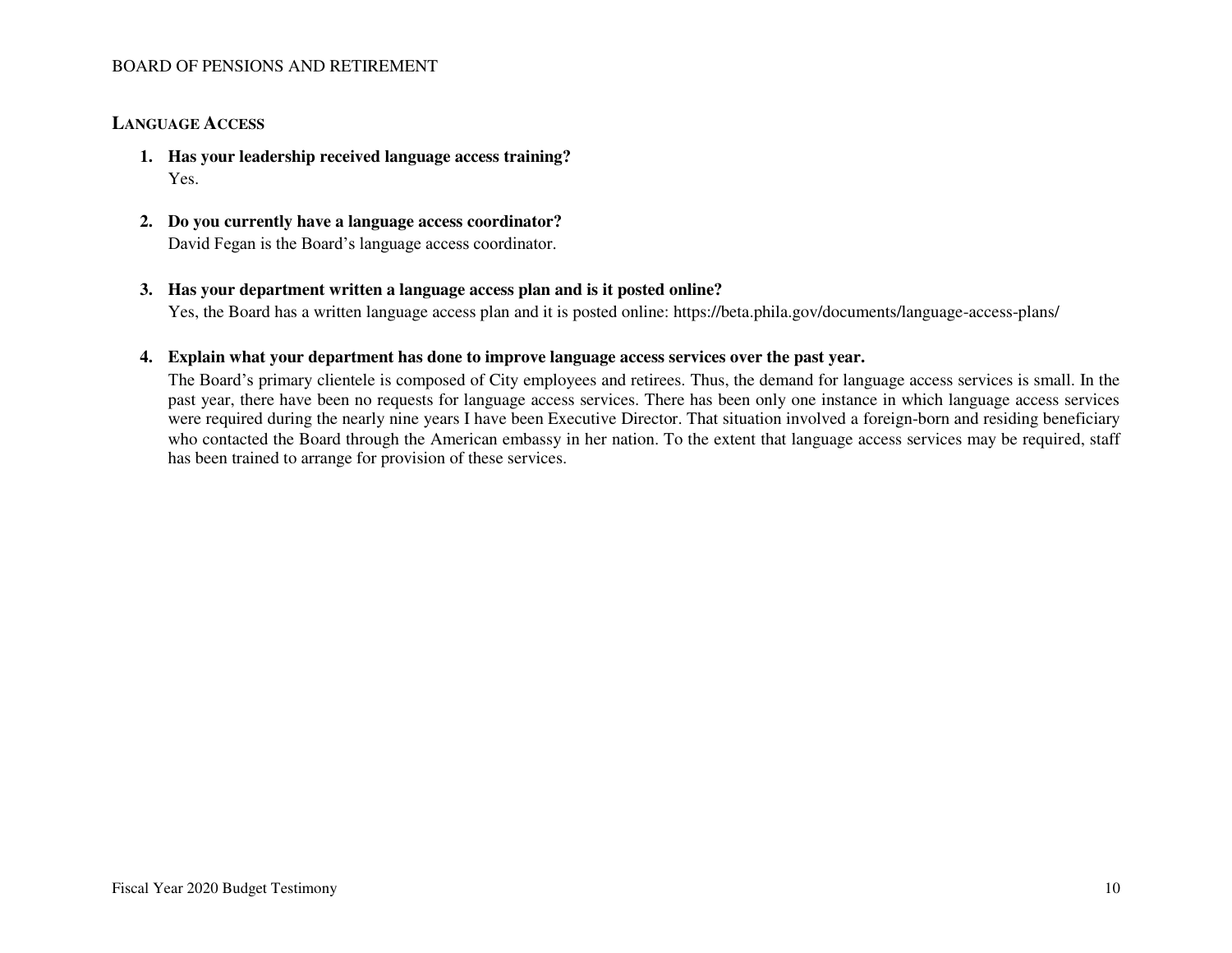## LANGUAGE ACCESS

1. **Has your leadership received language access training?**
   Yes.

2. **Do you currently have a language access coordinator?**
   David Fegan is the Board's language access coordinator.

3. **Has your department written a language access plan and is it posted online?**
   Yes, the Board has a written language access plan and it is posted online: https://beta.phila.gov/documents/language-access-plans/

4. **Explain what your department has done to improve language access services over the past year.**
   The Board's primary clientele is composed of City employees and retirees. Thus, the demand for language access services is small. In the past year, there have been no requests for language access services. There has been only one instance in which language access services were required during the nearly nine years I have been Executive Director. That situation involved a foreign-born and residing beneficiary who contacted the Board through the American embassy in her nation. To the extent that language access services may be required, staff has been trained to arrange for provision of these services.